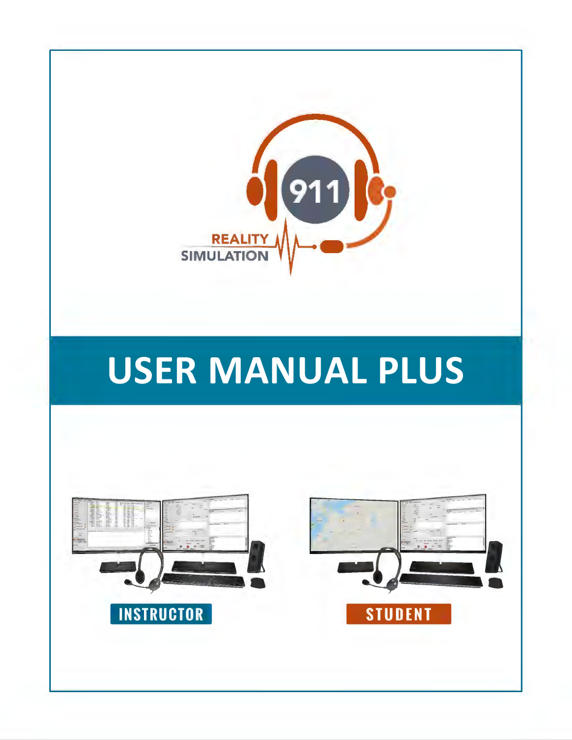911 REALITY SIMULATION

# USER MANUAL PLUS

INSTRUCTOR

STUDENT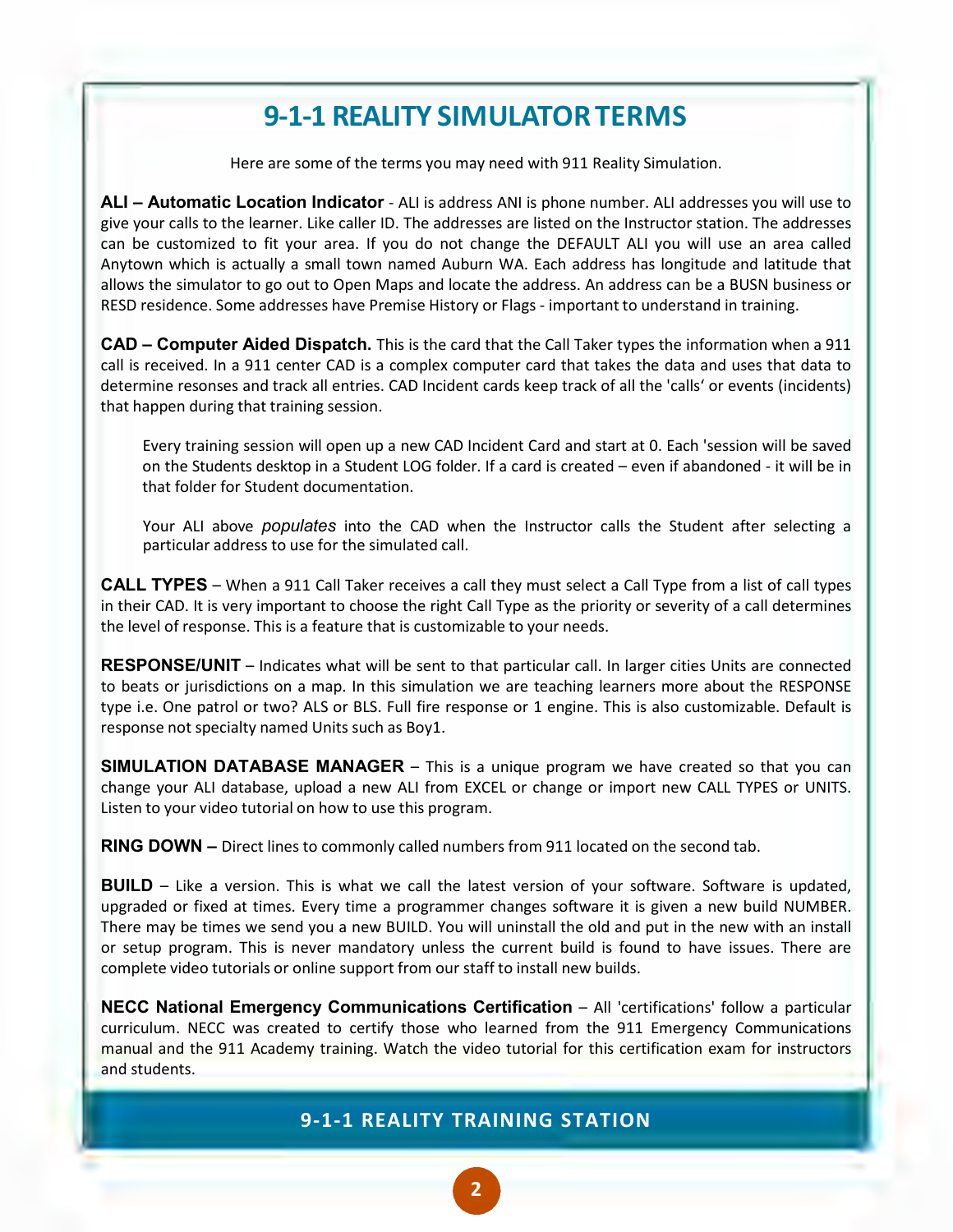# 9-1-1 REALITY SIMULATOR TERMS

Here are some of the terms you may need with 911 Reality Simulation.

**ALI – Automatic Location Indicator** - ALI is address ANI is phone number. ALI addresses you will use to give your calls to the learner. Like caller ID. The addresses are listed on the Instructor station. The addresses can be customized to fit your area. If you do not change the DEFAULT ALI you will use an area called Anytown which is actually a small town named Auburn WA. Each address has longitude and latitude that allows the simulator to go out to Open Maps and locate the address. An address can be a BUSN business or RESD residence. Some addresses have Premise History or Flags - important to understand in training.

**CAD – Computer Aided Dispatch.** This is the card that the Call Taker types the information when a 911 call is received. In a 911 center CAD is a complex computer card that takes the data and uses that data to determine resonses and track all entries. CAD Incident cards keep track of all the 'calls' or events (incidents) that happen during that training session.

> Every training session will open up a new CAD Incident Card and start at 0. Each 'session will be saved on the Students desktop in a Student LOG folder. If a card is created – even if abandoned - it will be in that folder for Student documentation.
>
> Your ALI above *populates* into the CAD when the Instructor calls the Student after selecting a particular address to use for the simulated call.

**CALL TYPES** – When a 911 Call Taker receives a call they must select a Call Type from a list of call types in their CAD. It is very important to choose the right Call Type as the priority or severity of a call determines the level of response. This is a feature that is customizable to your needs.

**RESPONSE/UNIT** – Indicates what will be sent to that particular call. In larger cities Units are connected to beats or jurisdictions on a map. In this simulation we are teaching learners more about the RESPONSE type i.e. One patrol or two? ALS or BLS. Full fire response or 1 engine. This is also customizable. Default is response not specialty named Units such as Boy1.

**SIMULATION DATABASE MANAGER** – This is a unique program we have created so that you can change your ALI database, upload a new ALI from EXCEL or change or import new CALL TYPES or UNITS. Listen to your video tutorial on how to use this program.

**RING DOWN –** Direct lines to commonly called numbers from 911 located on the second tab.

**BUILD** – Like a version. This is what we call the latest version of your software. Software is updated, upgraded or fixed at times. Every time a programmer changes software it is given a new build NUMBER. There may be times we send you a new BUILD. You will uninstall the old and put in the new with an install or setup program. This is never mandatory unless the current build is found to have issues. There are complete video tutorials or online support from our staff to install new builds.

**NECC National Emergency Communications Certification** – All 'certifications' follow a particular curriculum. NECC was created to certify those who learned from the 911 Emergency Communications manual and the 911 Academy training. Watch the video tutorial for this certification exam for instructors and students.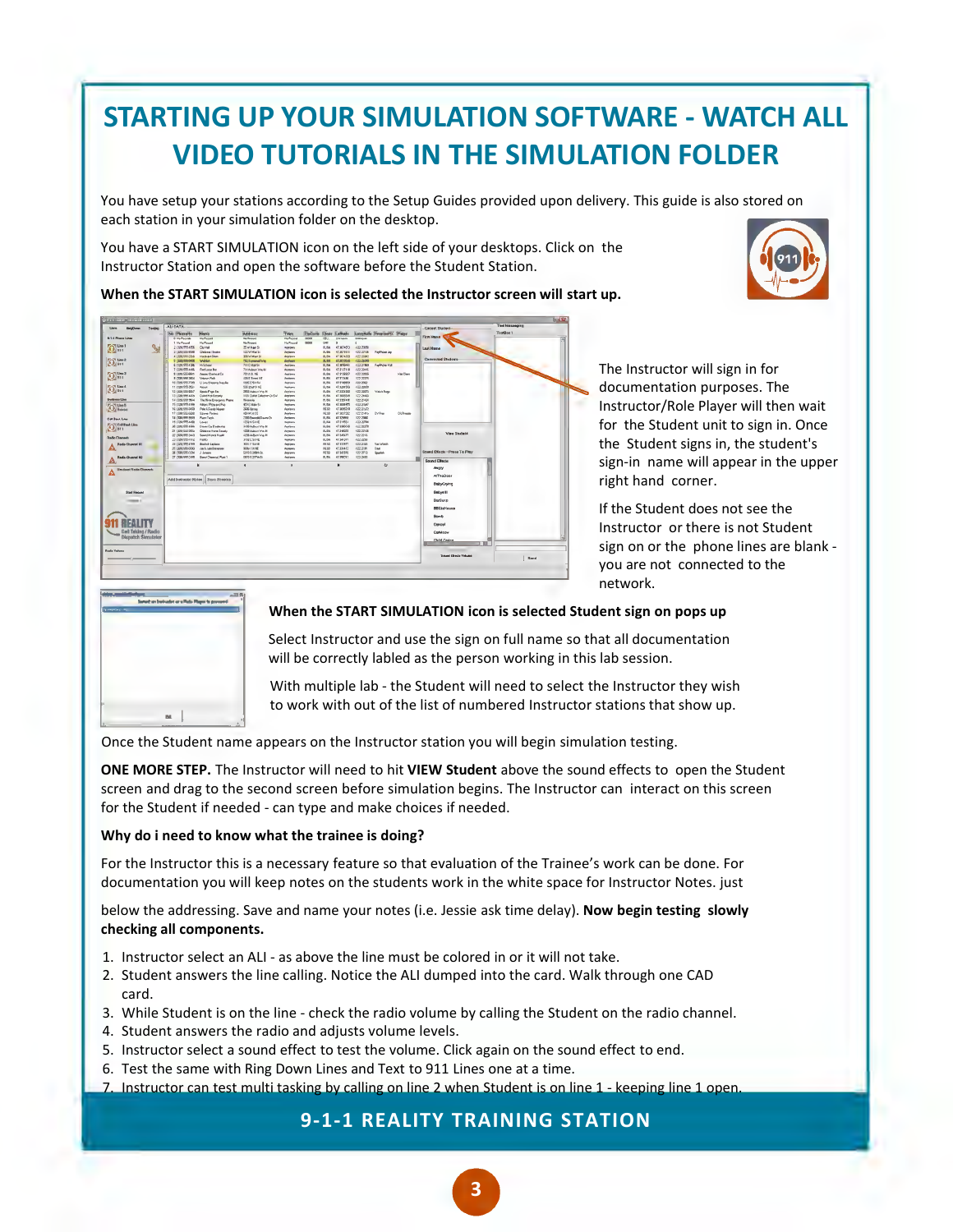# STARTING UP YOUR SIMULATION SOFTWARE - WATCH ALL VIDEO TUTORIALS IN THE SIMULATION FOLDER

You have setup your stations according to the Setup Guides provided upon delivery. This guide is also stored on each station in your simulation folder on the desktop.

You have a START SIMULATION icon on the left side of your desktops. Click on the Instructor Station and open the software before the Student Station.

**When the START SIMULATION icon is selected the Instructor screen will start up.**

The Instructor will sign in for documentation purposes. The Instructor/Role Player will then wait for the Student unit to sign in. Once the Student signs in, the student's sign-in name will appear in the upper right hand corner.

If the Student does not see the Instructor or there is not Student sign on or the phone lines are blank - you are not connected to the network.

**When the START SIMULATION icon is selected Student sign on pops up**

Select Instructor and use the sign on full name so that all documentation will be correctly labled as the person working in this lab session.

With multiple lab - the Student will need to select the Instructor they wish to work with out of the list of numbered Instructor stations that show up.

Once the Student name appears on the Instructor station you will begin simulation testing.

**ONE MORE STEP.** The Instructor will need to hit **VIEW Student** above the sound effects to open the Student screen and drag to the second screen before simulation begins. The Instructor can interact on this screen for the Student if needed - can type and make choices if needed.

**Why do i need to know what the trainee is doing?**

For the Instructor this is a necessary feature so that evaluation of the Trainee's work can be done. For documentation you will keep notes on the students work in the white space for Instructor Notes. just below the addressing. Save and name your notes (i.e. Jessie ask time delay). **Now begin testing slowly checking all components.**

1. Instructor select an ALI - as above the line must be colored in or it will not take.
2. Student answers the line calling. Notice the ALI dumped into the card. Walk through one CAD card.
3. While Student is on the line - check the radio volume by calling the Student on the radio channel.
4. Student answers the radio and adjusts volume levels.
5. Instructor select a sound effect to test the volume. Click again on the sound effect to end.
6. Test the same with Ring Down Lines and Text to 911 Lines one at a time.
7. Instructor can test multi tasking by calling on line 2 when Student is on line 1 - keeping line 1 open.

**9-1-1 REALITY TRAINING STATION**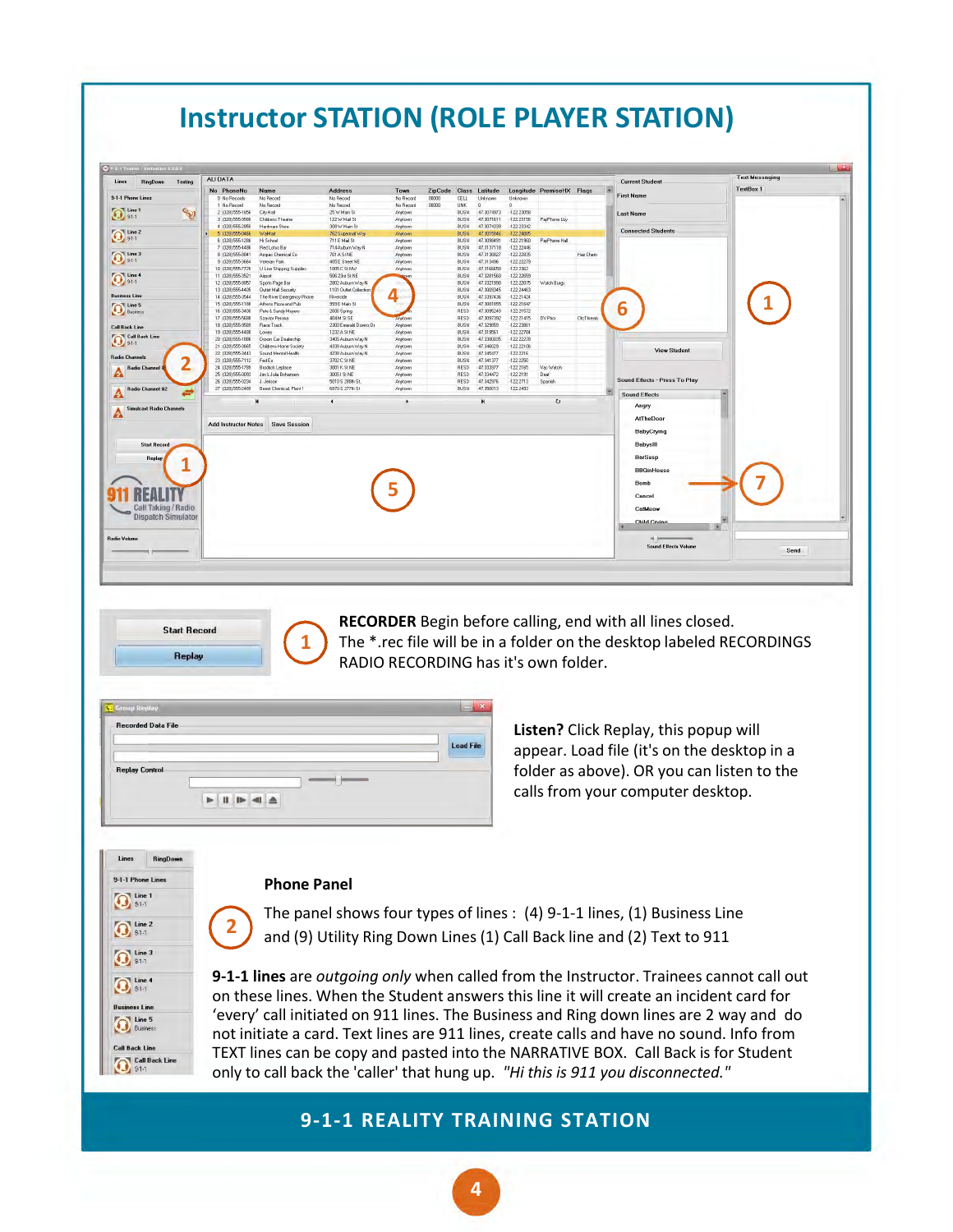# Instructor STATION (ROLE PLAYER STATION)

**RECORDER** Begin before calling, end with all lines closed.
The *.rec file will be in a folder on the desktop labeled RECORDINGS
RADIO RECORDING has it's own folder.

**Listen?** Click Replay, this popup will appear. Load file (it's on the desktop in a folder as above). OR you can listen to the calls from your computer desktop.

**Phone Panel**

The panel shows four types of lines : (4) 9-1-1 lines, (1) Business Line and (9) Utility Ring Down Lines (1) Call Back line and (2) Text to 911

**9-1-1 lines** are *outgoing only* when called from the Instructor. Trainees cannot call out on these lines. When the Student answers this line it will create an incident card for 'every' call initiated on 911 lines. The Business and Ring down lines are 2 way and do not initiate a card. Text lines are 911 lines, create calls and have no sound. Info from TEXT lines can be copy and pasted into the NARRATIVE BOX. Call Back is for Student only to call back the 'caller' that hung up. *"Hi this is 911 you disconnected."*

**9-1-1 REALITY TRAINING STATION**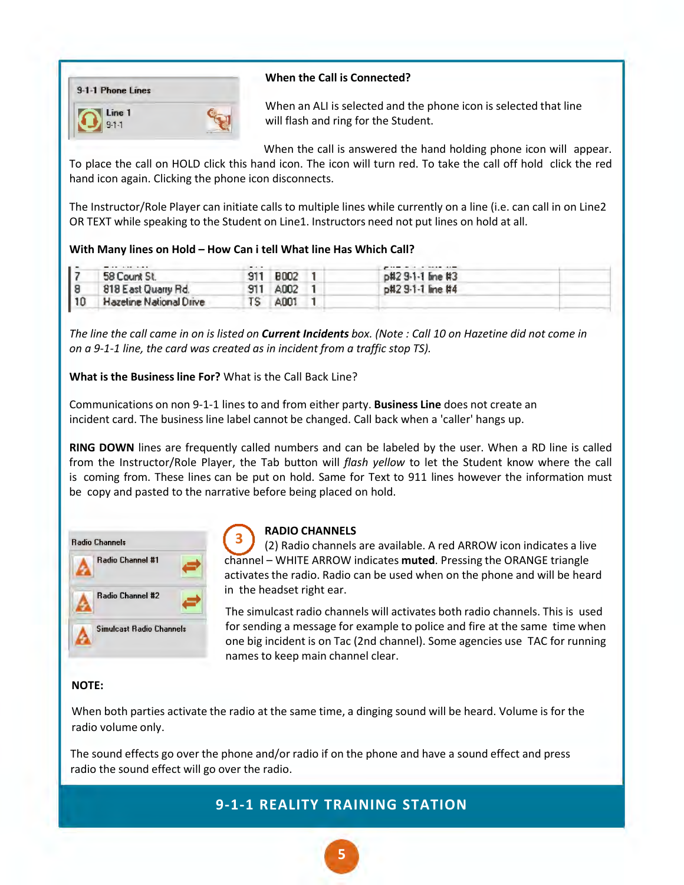**When the Call is Connected?**

When an ALI is selected and the phone icon is selected that line will flash and ring for the Student.

When the call is answered the hand holding phone icon will appear. To place the call on HOLD click this hand icon. The icon will turn red. To take the call off hold click the red hand icon again. Clicking the phone icon disconnects.

The Instructor/Role Player can initiate calls to multiple lines while currently on a line (i.e. can call in on Line2 OR TEXT while speaking to the Student on Line1. Instructors need not put lines on hold at all.

**With Many lines on Hold – How Can i tell What line Has Which Call?**

| | | | | | | |
|---|---|---|---|---|---|---|
| 7 | 58 Count St. | 911 | B002 | 1 | p#2 9-1-1 line #3 | |
| 8 | 818 East Quarry Rd. | 911 | A002 | 1 | p#2 9-1-1 line #4 | |
| 10 | Hazeline National Drive | TS | A001 | 1 | | |

*The line the call came in on is listed on* ***Current Incidents*** *box. (Note : Call 10 on Hazetine did not come in on a 9-1-1 line, the card was created as in incident from a traffic stop TS).*

**What is the Business line For?** What is the Call Back Line?

Communications on non 9-1-1 lines to and from either party. **Business Line** does not create an incident card. The business line label cannot be changed. Call back when a 'caller' hangs up.

**RING DOWN** lines are frequently called numbers and can be labeled by the user. When a RD line is called from the Instructor/Role Player, the Tab button will *flash yellow* to let the Student know where the call is coming from. These lines can be put on hold. Same for Text to 911 lines however the information must be copy and pasted to the narrative before being placed on hold.

## 3 RADIO CHANNELS

(2) Radio channels are available. A red ARROW icon indicates a live channel – WHITE ARROW indicates **muted**. Pressing the ORANGE triangle activates the radio. Radio can be used when on the phone and will be heard in the headset right ear.

The simulcast radio channels will activates both radio channels. This is used for sending a message for example to police and fire at the same time when one big incident is on Tac (2nd channel). Some agencies use TAC for running names to keep main channel clear.

**NOTE:**

When both parties activate the radio at the same time, a dinging sound will be heard. Volume is for the radio volume only.

The sound effects go over the phone and/or radio if on the phone and have a sound effect and press radio the sound effect will go over the radio.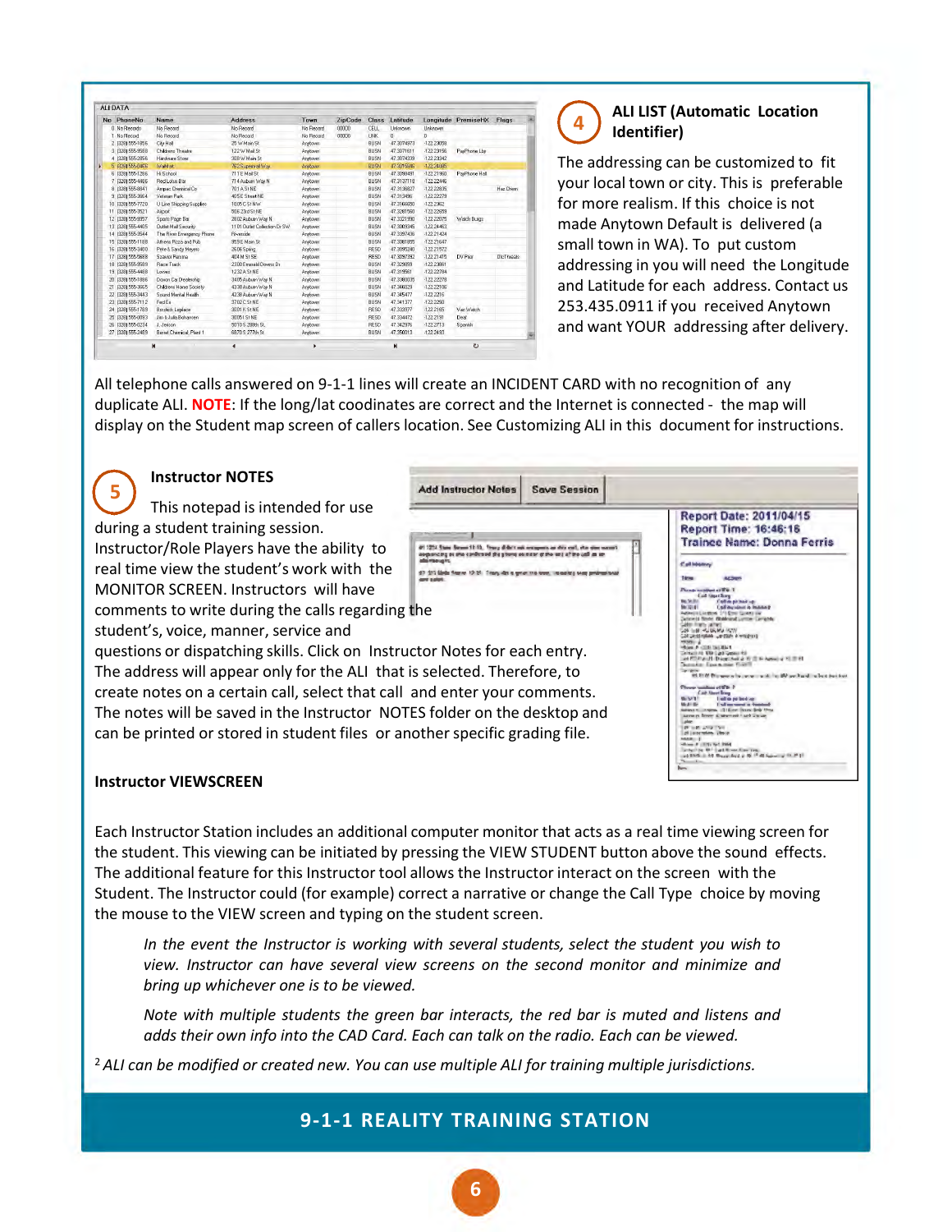### 4 ALI LIST (Automatic Location Identifier)

The addressing can be customized to fit your local town or city. This is preferable for more realism. If this choice is not made Anytown Default is delivered (a small town in WA). To put custom addressing in you will need the Longitude and Latitude for each address. Contact us 253.435.0911 if you received Anytown and want YOUR addressing after delivery.

All telephone calls answered on 9-1-1 lines will create an INCIDENT CARD with no recognition of any duplicate ALI. **NOTE**: If the long/lat coodinates are correct and the Internet is connected - the map will display on the Student map screen of callers location. See Customizing ALI in this document for instructions.

### 5 Instructor NOTES

This notepad is intended for use during a student training session. Instructor/Role Players have the ability to real time view the student's work with the MONITOR SCREEN. Instructors will have comments to write during the calls regarding the student's, voice, manner, service and questions or dispatching skills. Click on Instructor Notes for each entry. The address will appear only for the ALI that is selected. Therefore, to create notes on a certain call, select that call and enter your comments. The notes will be saved in the Instructor NOTES folder on the desktop and can be printed or stored in student files or another specific grading file.

### Instructor VIEWSCREEN

Each Instructor Station includes an additional computer monitor that acts as a real time viewing screen for the student. This viewing can be initiated by pressing the VIEW STUDENT button above the sound effects. The additional feature for this Instructor tool allows the Instructor interact on the screen with the Student. The Instructor could (for example) correct a narrative or change the Call Type choice by moving the mouse to the VIEW screen and typing on the student screen.

*In the event the Instructor is working with several students, select the student you wish to view. Instructor can have several view screens on the second monitor and minimize and bring up whichever one is to be viewed.*

*Note with multiple students the green bar interacts, the red bar is muted and listens and adds their own info into the CAD Card. Each can talk on the radio. Each can be viewed.*

[2] *ALI can be modified or created new. You can use multiple ALI for training multiple jurisdictions.*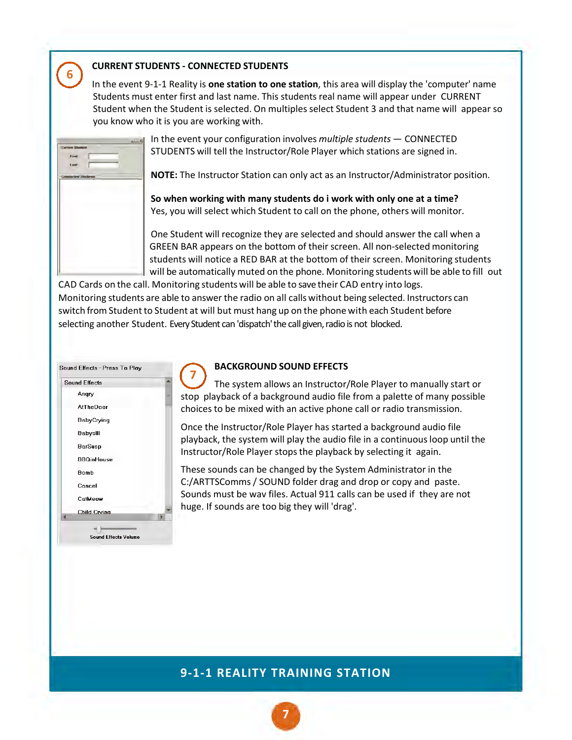## 6 CURRENT STUDENTS - CONNECTED STUDENTS

In the event 9-1-1 Reality is **one station to one station**, this area will display the 'computer' name Students must enter first and last name. This students real name will appear under CURRENT Student when the Student is selected. On multiples select Student 3 and that name will appear so you know who it is you are working with.

In the event your configuration involves *multiple students* — CONNECTED STUDENTS will tell the Instructor/Role Player which stations are signed in.

**NOTE:** The Instructor Station can only act as an Instructor/Administrator position.

**So when working with many students do i work with only one at a time?**
Yes, you will select which Student to call on the phone, others will monitor.

One Student will recognize they are selected and should answer the call when a GREEN BAR appears on the bottom of their screen. All non-selected monitoring students will notice a RED BAR at the bottom of their screen. Monitoring students will be automatically muted on the phone. Monitoring students will be able to fill out CAD Cards on the call. Monitoring students will be able to save their CAD entry into logs. Monitoring students are able to answer the radio on all calls without being selected. Instructors can switch from Student to Student at will but must hang up on the phone with each Student before selecting another Student. Every Student can 'dispatch' the call given, radio is not blocked.

## 7 BACKGROUND SOUND EFFECTS

The system allows an Instructor/Role Player to manually start or stop playback of a background audio file from a palette of many possible choices to be mixed with an active phone call or radio transmission.

Once the Instructor/Role Player has started a background audio file playback, the system will play the audio file in a continuous loop until the Instructor/Role Player stops the playback by selecting it again.

These sounds can be changed by the System Administrator in the C:/ARTTSComms / SOUND folder drag and drop or copy and paste. Sounds must be wav files. Actual 911 calls can be used if they are not huge. If sounds are too big they will 'drag'.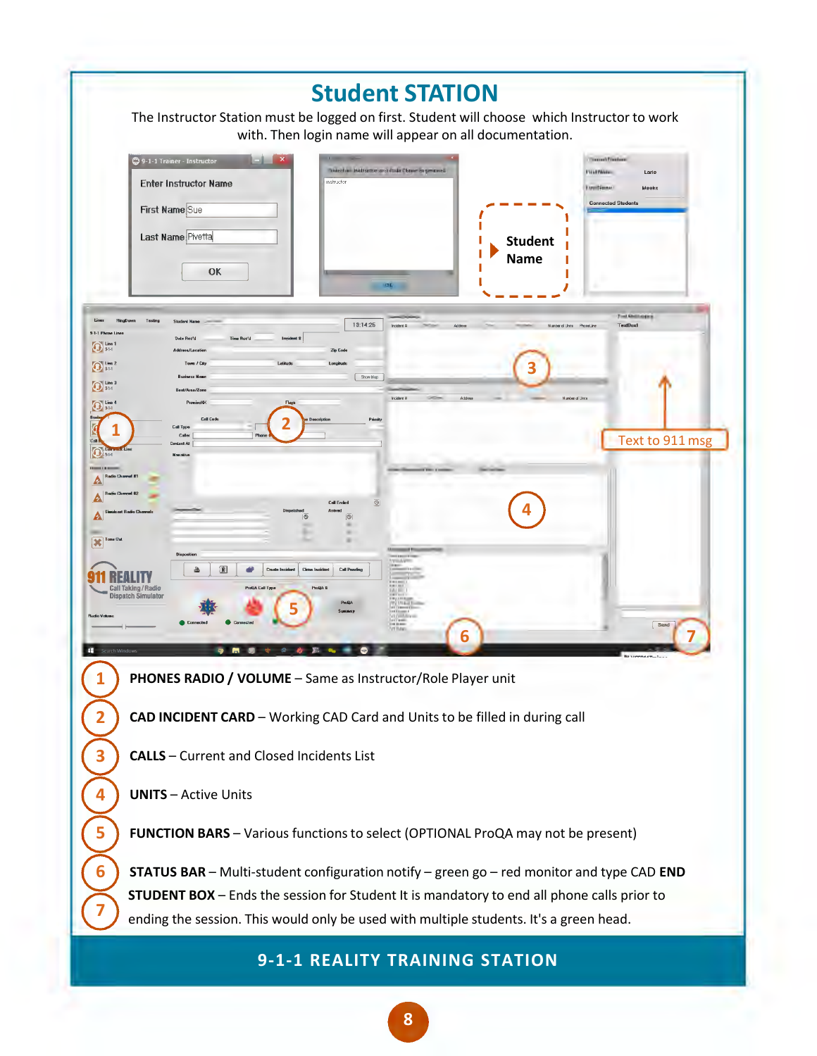# Student STATION

The Instructor Station must be logged on first. Student will choose which Instructor to work with. Then login name will appear on all documentation.

Enter Instructor Name

First Name Sue

Last Name Pivetta

OK

Student Name

Text to 911 msg

1. **PHONES RADIO / VOLUME** – Same as Instructor/Role Player unit
2. **CAD INCIDENT CARD** – Working CAD Card and Units to be filled in during call
3. **CALLS** – Current and Closed Incidents List
4. **UNITS** – Active Units
5. **FUNCTION BARS** – Various functions to select (OPTIONAL ProQA may not be present)
6. **STATUS BAR** – Multi-student configuration notify – green go – red monitor and type CAD **END**
7. **STUDENT BOX** – Ends the session for Student It is mandatory to end all phone calls prior to ending the session. This would only be used with multiple students. It's a green head.

**9-1-1 REALITY TRAINING STATION**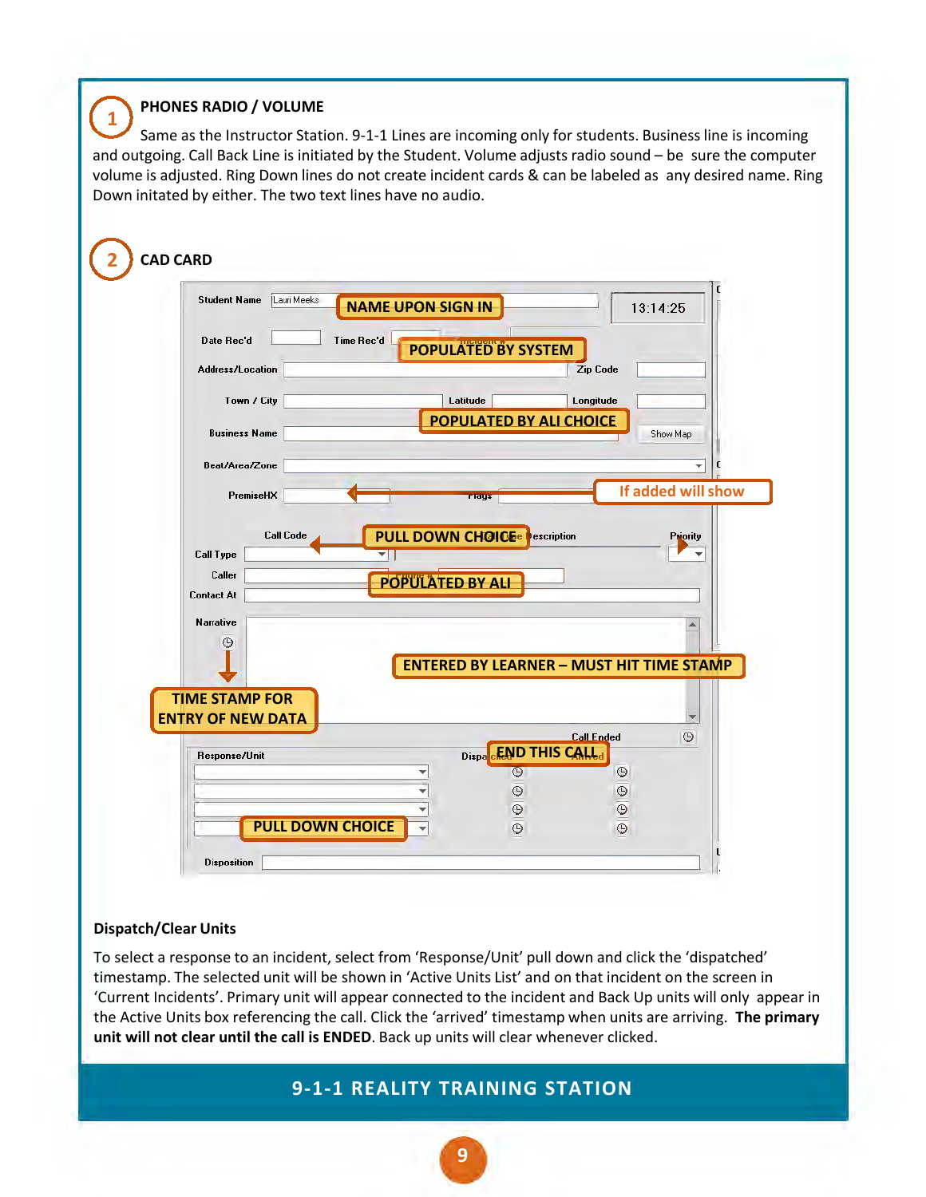## 1 PHONES RADIO / VOLUME

Same as the Instructor Station. 9-1-1 Lines are incoming only for students. Business line is incoming and outgoing. Call Back Line is initiated by the Student. Volume adjusts radio sound – be sure the computer volume is adjusted. Ring Down lines do not create incident cards & can be labeled as any desired name. Ring Down initated by either. The two text lines have no audio.

## 2 CAD CARD

Student Name — NAME UPON SIGN IN

13:14:25

Date Rec'd | Time Rec'd — POPULATED BY SYSTEM

Address/Location | Zip Code

Town / City | Latitude | Longitude — POPULATED BY ALI CHOICE

Business Name | Show Map

Beat/Area/Zone

PremiseHX | Flags — If added will show

Call Code — PULL DOWN CHOICE | Description | Priority

Call Type

Caller — POPULATED BY ALI

Contact At

Narrative — ENTERED BY LEARNER – MUST HIT TIME STAMP

TIME STAMP FOR ENTRY OF NEW DATA

Call Ended — END THIS CALL

Response/Unit | Dispatched | Arrived — PULL DOWN CHOICE

Disposition

### Dispatch/Clear Units

To select a response to an incident, select from 'Response/Unit' pull down and click the 'dispatched' timestamp. The selected unit will be shown in 'Active Units List' and on that incident on the screen in 'Current Incidents'. Primary unit will appear connected to the incident and Back Up units will only appear in the Active Units box referencing the call. Click the 'arrived' timestamp when units are arriving. **The primary unit will not clear until the call is ENDED**. Back up units will clear whenever clicked.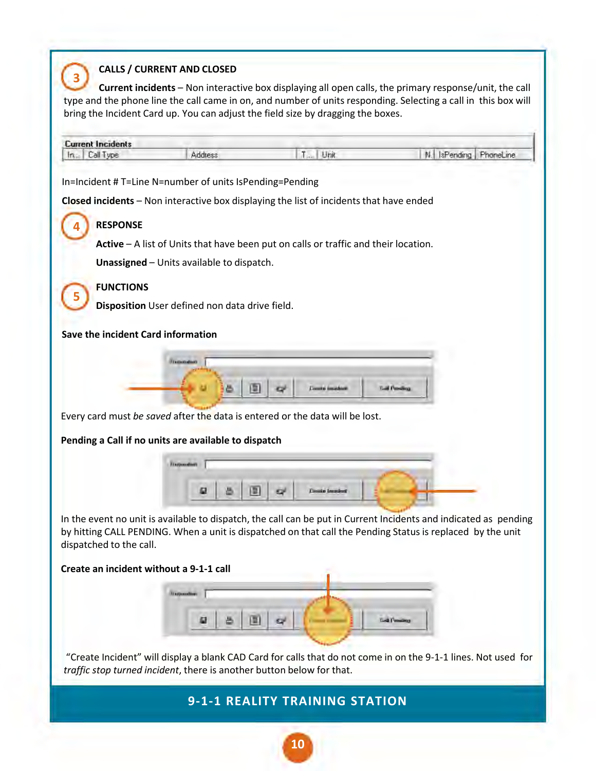## 3 CALLS / CURRENT AND CLOSED

**Current incidents** – Non interactive box displaying all open calls, the primary response/unit, the call type and the phone line the call came in on, and number of units responding. Selecting a call in this box will bring the Incident Card up. You can adjust the field size by dragging the boxes.

| Current Incidents | | | | | | | |
|---|---|---|---|---|---|---|---|
| In... | Call Type | Address | T... | Unit | N. | IsPending | PhoneLine |

In=Incident # T=Line N=number of units IsPending=Pending

**Closed incidents** – Non interactive box displaying the list of incidents that have ended

## 4 RESPONSE

**Active** – A list of Units that have been put on calls or traffic and their location.

**Unassigned** – Units available to dispatch.

## 5 FUNCTIONS

**Disposition** User defined non data drive field.

**Save the incident Card information**

Every card must *be saved* after the data is entered or the data will be lost.

**Pending a Call if no units are available to dispatch**

In the event no unit is available to dispatch, the call can be put in Current Incidents and indicated as pending by hitting CALL PENDING. When a unit is dispatched on that call the Pending Status is replaced by the unit dispatched to the call.

**Create an incident without a 9-1-1 call**

"Create Incident" will display a blank CAD Card for calls that do not come in on the 9-1-1 lines. Not used for *traffic stop turned incident*, there is another button below for that.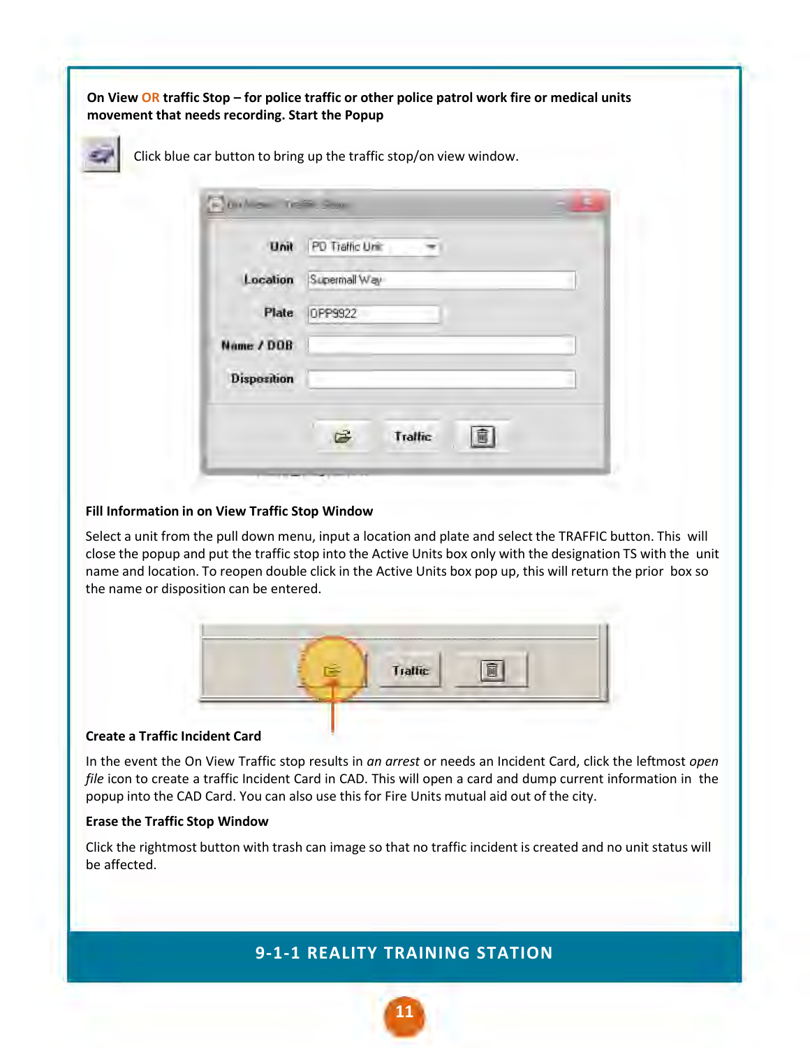**On View OR traffic Stop – for police traffic or other police patrol work fire or medical units movement that needs recording. Start the Popup**

Click blue car button to bring up the traffic stop/on view window.

**Fill Information in on View Traffic Stop Window**

Select a unit from the pull down menu, input a location and plate and select the TRAFFIC button. This will close the popup and put the traffic stop into the Active Units box only with the designation TS with the unit name and location. To reopen double click in the Active Units box pop up, this will return the prior box so the name or disposition can be entered.

**Create a Traffic Incident Card**

In the event the On View Traffic stop results in *an arrest* or needs an Incident Card, click the leftmost *open file* icon to create a traffic Incident Card in CAD. This will open a card and dump current information in the popup into the CAD Card. You can also use this for Fire Units mutual aid out of the city.

**Erase the Traffic Stop Window**

Click the rightmost button with trash can image so that no traffic incident is created and no unit status will be affected.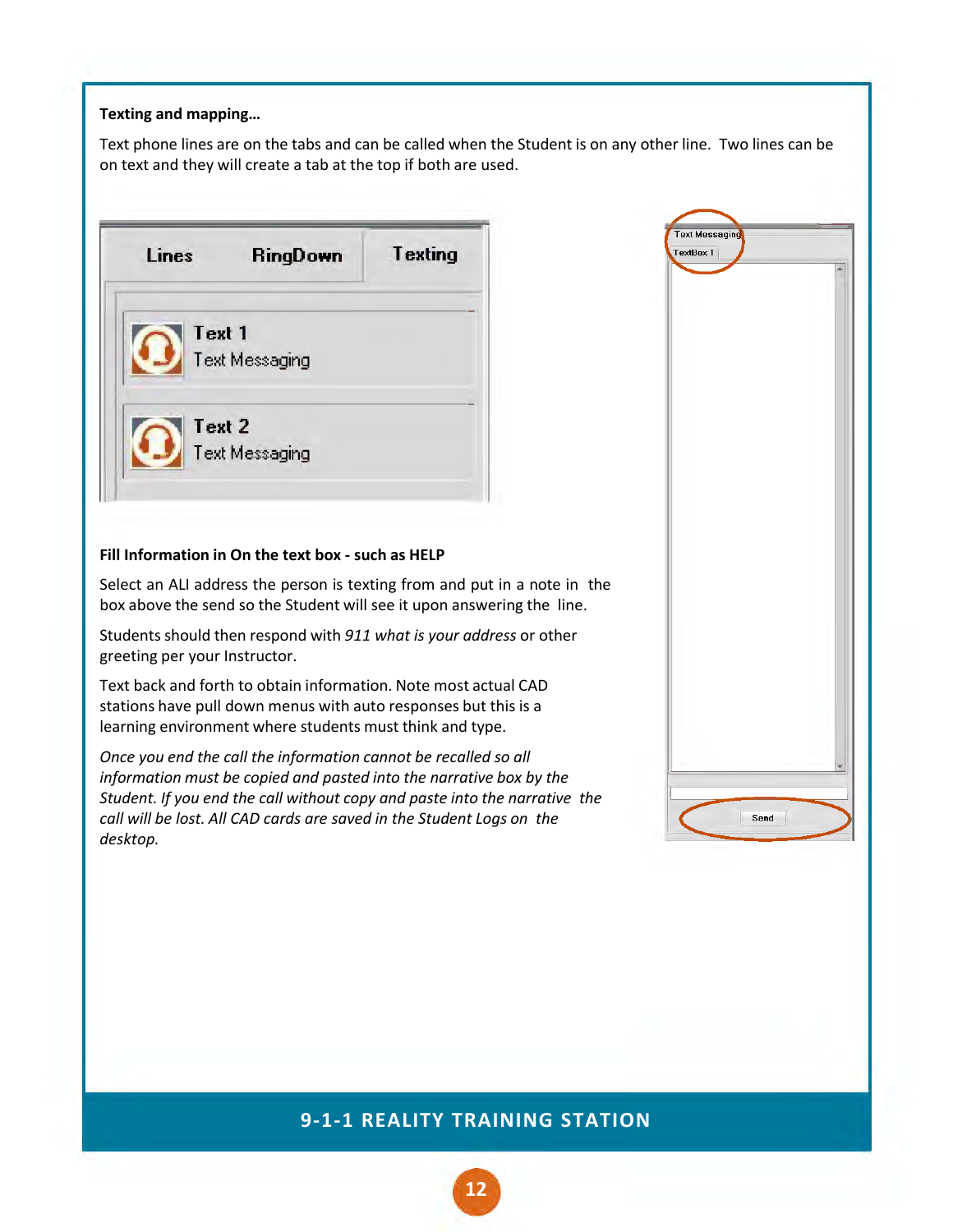**Texting and mapping…**

Text phone lines are on the tabs and can be called when the Student is on any other line. Two lines can be on text and they will create a tab at the top if both are used.

**Fill Information in On the text box - such as HELP**

Select an ALI address the person is texting from and put in a note in the box above the send so the Student will see it upon answering the line.

Students should then respond with *911 what is your address* or other greeting per your Instructor.

Text back and forth to obtain information. Note most actual CAD stations have pull down menus with auto responses but this is a learning environment where students must think and type.

*Once you end the call the information cannot be recalled so all information must be copied and pasted into the narrative box by the Student. If you end the call without copy and paste into the narrative the call will be lost. All CAD cards are saved in the Student Logs on the desktop.*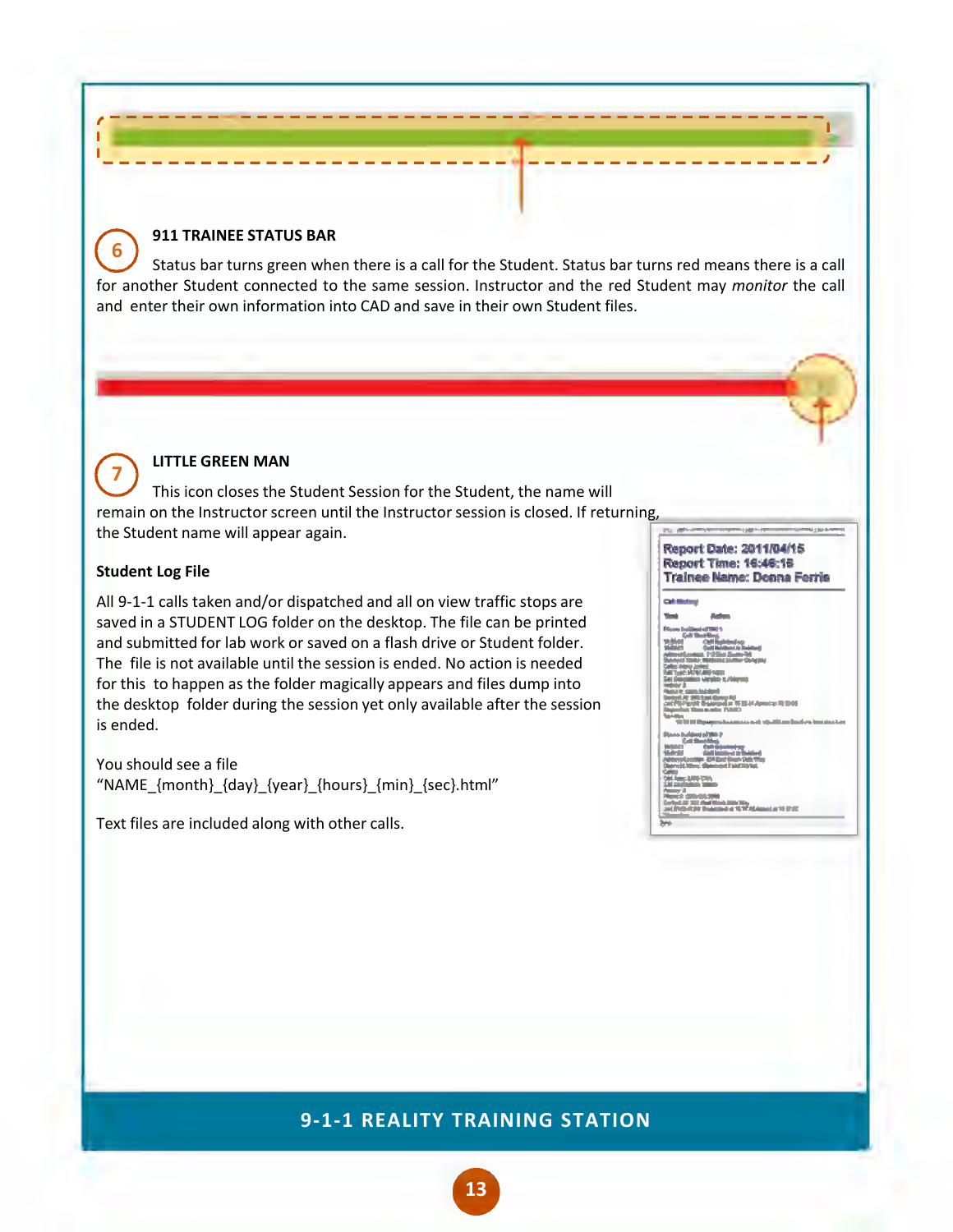## 6 911 TRAINEE STATUS BAR

Status bar turns green when there is a call for the Student. Status bar turns red means there is a call for another Student connected to the same session. Instructor and the red Student may *monitor* the call and enter their own information into CAD and save in their own Student files.

## 7 LITTLE GREEN MAN

This icon closes the Student Session for the Student, the name will remain on the Instructor screen until the Instructor session is closed. If returning, the Student name will appear again.

**Student Log File**

All 9-1-1 calls taken and/or dispatched and all on view traffic stops are saved in a STUDENT LOG folder on the desktop. The file can be printed and submitted for lab work or saved on a flash drive or Student folder. The file is not available until the session is ended. No action is needed for this to happen as the folder magically appears and files dump into the desktop folder during the session yet only available after the session is ended.

You should see a file
"NAME_{month}_{day}_{year}_{hours}_{min}_{sec}.html"

Text files are included along with other calls.

Report Date: 2011/04/15
Report Time: 16:46:15
Trainee Name: Donna Ferris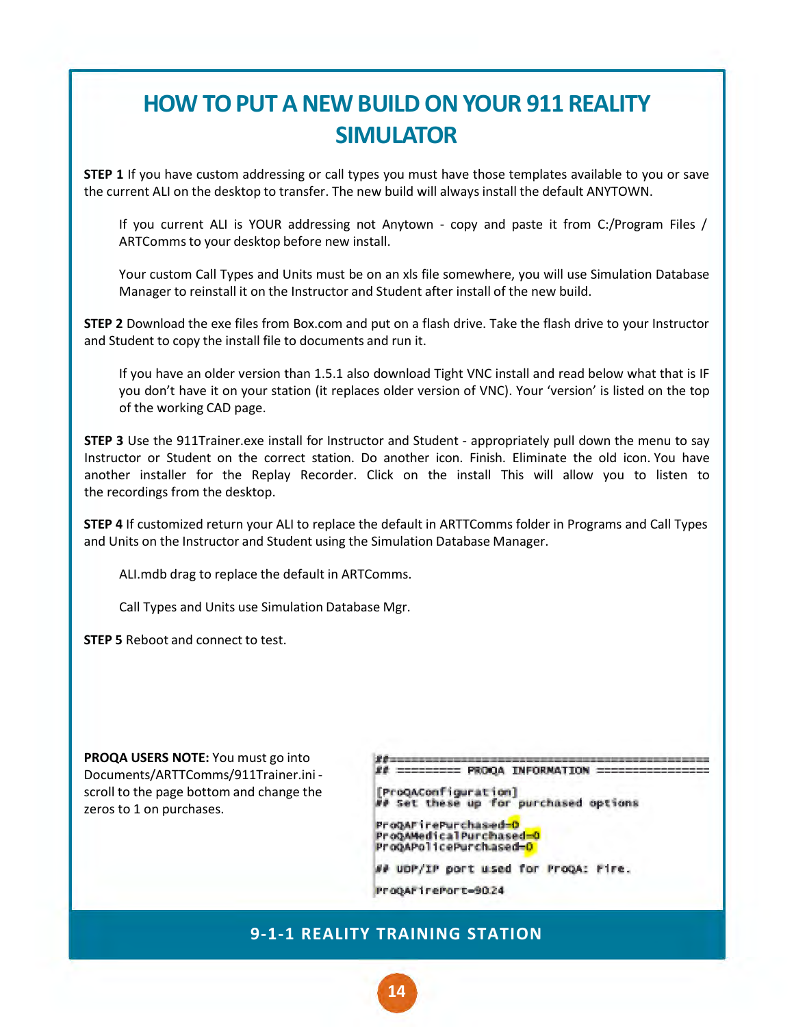# HOW TO PUT A NEW BUILD ON YOUR 911 REALITY SIMULATOR

**STEP 1** If you have custom addressing or call types you must have those templates available to you or save the current ALI on the desktop to transfer. The new build will always install the default ANYTOWN.

If you current ALI is YOUR addressing not Anytown - copy and paste it from C:/Program Files / ARTComms to your desktop before new install.

Your custom Call Types and Units must be on an xls file somewhere, you will use Simulation Database Manager to reinstall it on the Instructor and Student after install of the new build.

**STEP 2** Download the exe files from Box.com and put on a flash drive. Take the flash drive to your Instructor and Student to copy the install file to documents and run it.

If you have an older version than 1.5.1 also download Tight VNC install and read below what that is IF you don't have it on your station (it replaces older version of VNC). Your 'version' is listed on the top of the working CAD page.

**STEP 3** Use the 911Trainer.exe install for Instructor and Student - appropriately pull down the menu to say Instructor or Student on the correct station. Do another icon. Finish. Eliminate the old icon. You have another installer for the Replay Recorder. Click on the install This will allow you to listen to the recordings from the desktop.

**STEP 4** If customized return your ALI to replace the default in ARTTComms folder in Programs and Call Types and Units on the Instructor and Student using the Simulation Database Manager.

ALI.mdb drag to replace the default in ARTComms.

Call Types and Units use Simulation Database Mgr.

**STEP 5** Reboot and connect to test.

**PROQA USERS NOTE:** You must go into Documents/ARTTComms/911Trainer.ini - scroll to the page bottom and change the zeros to 1 on purchases.

```
##==============================================
## ========= PROQA INFORMATION ================

[ProQAConfiguration]
## Set these up for purchased options

ProQAFirePurchased=0
ProQAMedicalPurchased=0
ProQAPolicePurchased=0

## UDP/IP port used for ProQA: Fire.

ProQAFirePort=9024
```

9-1-1 REALITY TRAINING STATION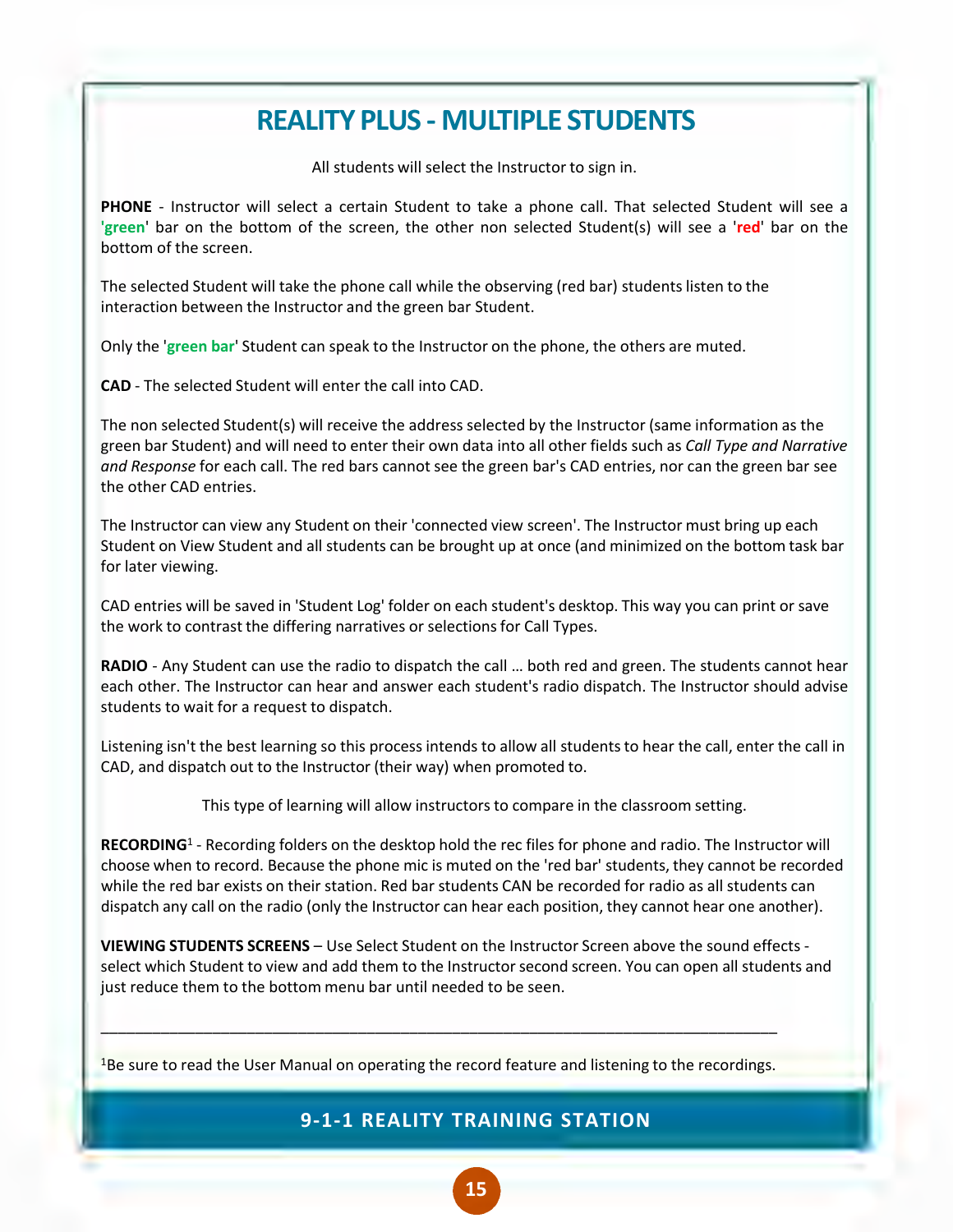# REALITY PLUS - MULTIPLE STUDENTS

All students will select the Instructor to sign in.

**PHONE** - Instructor will select a certain Student to take a phone call. That selected Student will see a '**green**' bar on the bottom of the screen, the other non selected Student(s) will see a '**red**' bar on the bottom of the screen.

The selected Student will take the phone call while the observing (red bar) students listen to the interaction between the Instructor and the green bar Student.

Only the '**green bar**' Student can speak to the Instructor on the phone, the others are muted.

**CAD** - The selected Student will enter the call into CAD.

The non selected Student(s) will receive the address selected by the Instructor (same information as the green bar Student) and will need to enter their own data into all other fields such as *Call Type and Narrative and Response* for each call. The red bars cannot see the green bar's CAD entries, nor can the green bar see the other CAD entries.

The Instructor can view any Student on their 'connected view screen'. The Instructor must bring up each Student on View Student and all students can be brought up at once (and minimized on the bottom task bar for later viewing.

CAD entries will be saved in 'Student Log' folder on each student's desktop. This way you can print or save the work to contrast the differing narratives or selections for Call Types.

**RADIO** - Any Student can use the radio to dispatch the call … both red and green. The students cannot hear each other. The Instructor can hear and answer each student's radio dispatch. The Instructor should advise students to wait for a request to dispatch.

Listening isn't the best learning so this process intends to allow all students to hear the call, enter the call in CAD, and dispatch out to the Instructor (their way) when promoted to.

This type of learning will allow instructors to compare in the classroom setting.

**RECORDING**[1] - Recording folders on the desktop hold the rec files for phone and radio. The Instructor will choose when to record. Because the phone mic is muted on the 'red bar' students, they cannot be recorded while the red bar exists on their station. Red bar students CAN be recorded for radio as all students can dispatch any call on the radio (only the Instructor can hear each position, they cannot hear one another).

**VIEWING STUDENTS SCREENS** – Use Select Student on the Instructor Screen above the sound effects - select which Student to view and add them to the Instructor second screen. You can open all students and just reduce them to the bottom menu bar until needed to be seen.

---

[1]Be sure to read the User Manual on operating the record feature and listening to the recordings.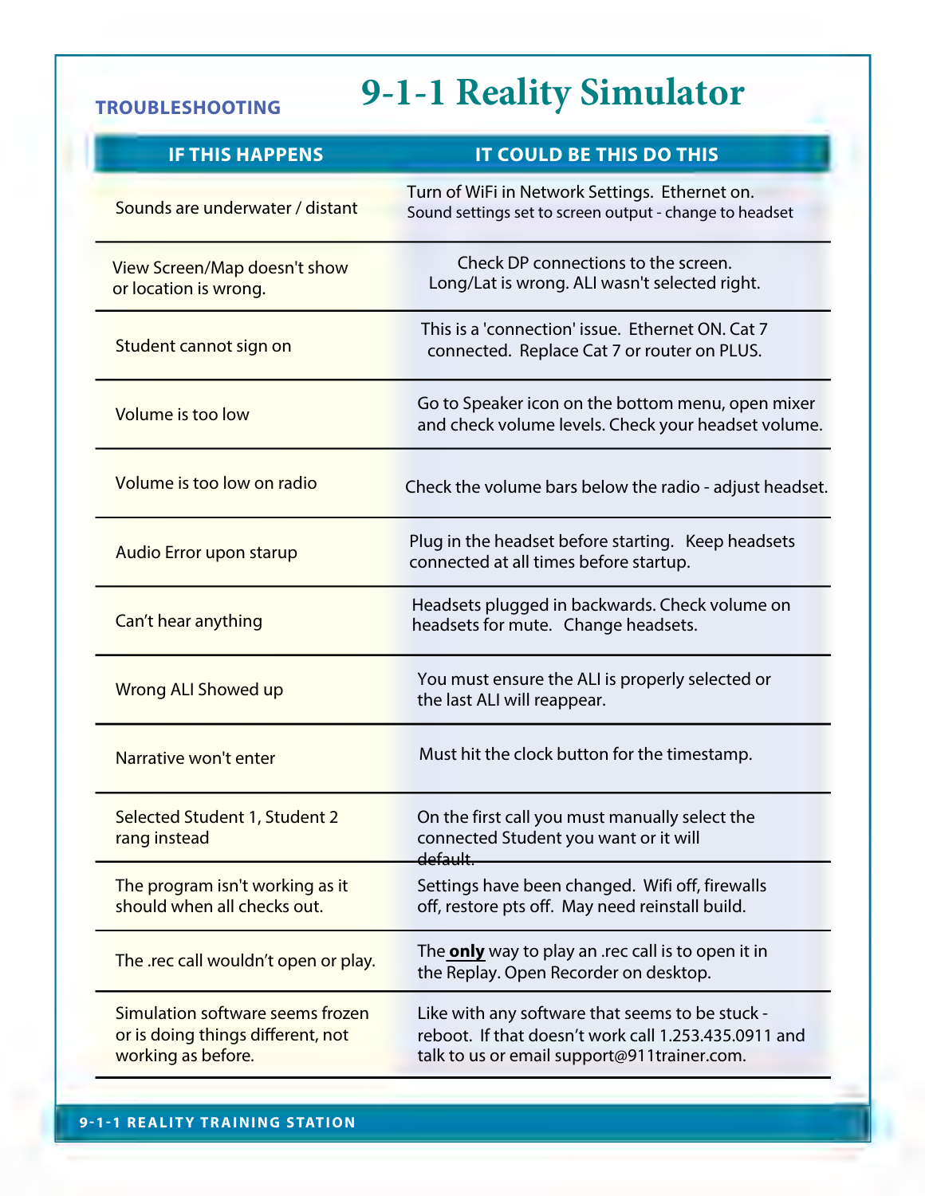**TROUBLESHOOTING**

# 9-1-1 Reality Simulator

| IF THIS HAPPENS | IT COULD BE THIS DO THIS |
|---|---|
| Sounds are underwater / distant | Turn of WiFi in Network Settings. Ethernet on. Sound settings set to screen output - change to headset |
| View Screen/Map doesn't show or location is wrong. | Check DP connections to the screen. Long/Lat is wrong. ALI wasn't selected right. |
| Student cannot sign on | This is a 'connection' issue. Ethernet ON. Cat 7 connected. Replace Cat 7 or router on PLUS. |
| Volume is too low | Go to Speaker icon on the bottom menu, open mixer and check volume levels. Check your headset volume. |
| Volume is too low on radio | Check the volume bars below the radio - adjust headset. |
| Audio Error upon starup | Plug in the headset before starting. Keep headsets connected at all times before startup. |
| Can't hear anything | Headsets plugged in backwards. Check volume on headsets for mute. Change headsets. |
| Wrong ALI Showed up | You must ensure the ALI is properly selected or the last ALI will reappear. |
| Narrative won't enter | Must hit the clock button for the timestamp. |
| Selected Student 1, Student 2 rang instead | On the first call you must manually select the connected Student you want or it will default. |
| The program isn't working as it should when all checks out. | Settings have been changed. Wifi off, firewalls off, restore pts off. May need reinstall build. |
| The .rec call wouldn't open or play. | The **only** way to play an .rec call is to open it in the Replay. Open Recorder on desktop. |
| Simulation software seems frozen or is doing things different, not working as before. | Like with any software that seems to be stuck - reboot. If that doesn't work call 1.253.435.0911 and talk to us or email support@911trainer.com. |